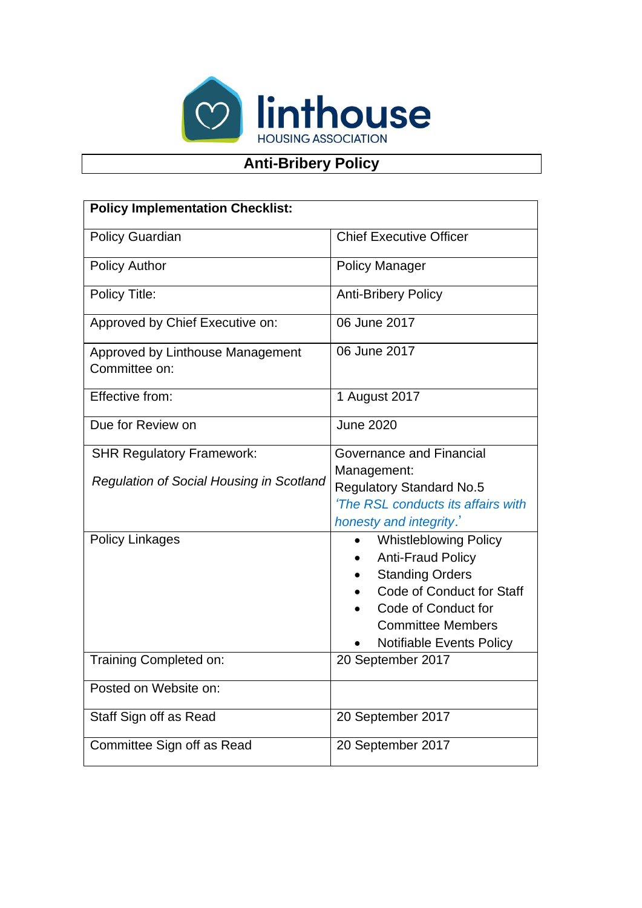linthouse
HOUSING ASSOCIATION

# Anti-Bribery Policy

| Policy Implementation Checklist: | |
|---|---|
| Policy Guardian | Chief Executive Officer |
| Policy Author | Policy Manager |
| Policy Title: | Anti-Bribery Policy |
| Approved by Chief Executive on: | 06 June 2017 |
| Approved by Linthouse Management Committee on: | 06 June 2017 |
| Effective from: | 1 August 2017 |
| Due for Review on | June 2020 |
| SHR Regulatory Framework: *Regulation of Social Housing in Scotland* | Governance and Financial Management: Regulatory Standard No.5 *'The RSL conducts its affairs with honesty and integrity.'* |
| Policy Linkages | • Whistleblowing Policy<br>• Anti-Fraud Policy<br>• Standing Orders<br>• Code of Conduct for Staff<br>• Code of Conduct for Committee Members<br>• Notifiable Events Policy |
| Training Completed on: | 20 September 2017 |
| Posted on Website on: | |
| Staff Sign off as Read | 20 September 2017 |
| Committee Sign off as Read | 20 September 2017 |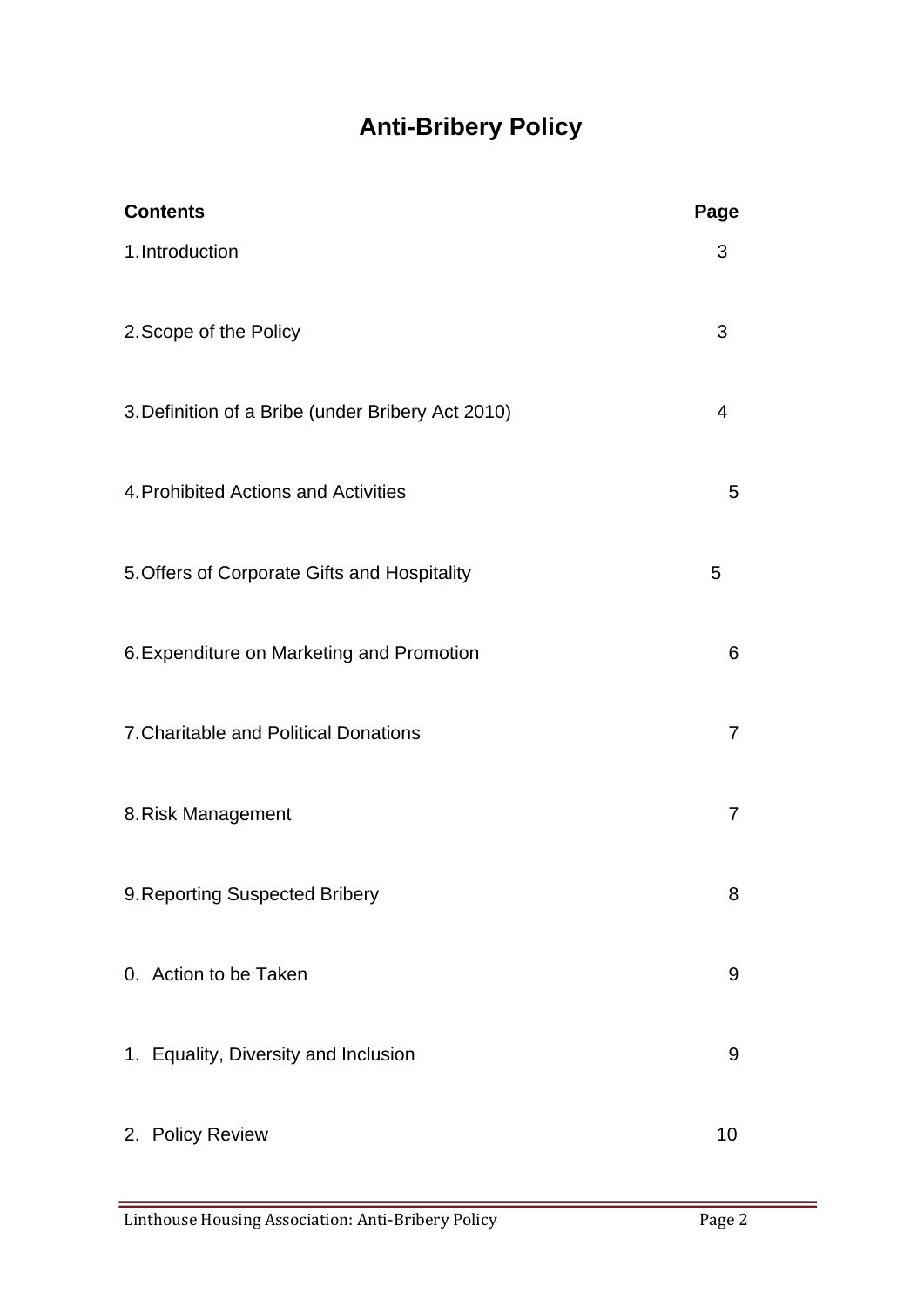# Anti-Bribery Policy

| Contents | Page |
|---|---|
| 1. Introduction | 3 |
| 2. Scope of the Policy | 3 |
| 3. Definition of a Bribe (under Bribery Act 2010) | 4 |
| 4. Prohibited Actions and Activities | 5 |
| 5. Offers of Corporate Gifts and Hospitality | 5 |
| 6. Expenditure on Marketing and Promotion | 6 |
| 7. Charitable and Political Donations | 7 |
| 8. Risk Management | 7 |
| 9. Reporting Suspected Bribery | 8 |
| 0. Action to be Taken | 9 |
| 1. Equality, Diversity and Inclusion | 9 |
| 2. Policy Review | 10 |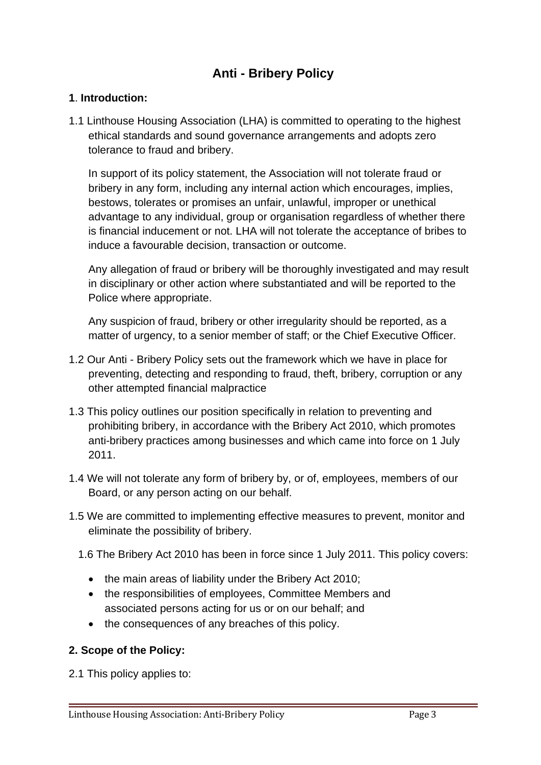# Anti - Bribery Policy

## 1. Introduction:

1.1 Linthouse Housing Association (LHA) is committed to operating to the highest ethical standards and sound governance arrangements and adopts zero tolerance to fraud and bribery.

In support of its policy statement, the Association will not tolerate fraud or bribery in any form, including any internal action which encourages, implies, bestows, tolerates or promises an unfair, unlawful, improper or unethical advantage to any individual, group or organisation regardless of whether there is financial inducement or not. LHA will not tolerate the acceptance of bribes to induce a favourable decision, transaction or outcome.

Any allegation of fraud or bribery will be thoroughly investigated and may result in disciplinary or other action where substantiated and will be reported to the Police where appropriate.

Any suspicion of fraud, bribery or other irregularity should be reported, as a matter of urgency, to a senior member of staff; or the Chief Executive Officer.

1.2 Our Anti - Bribery Policy sets out the framework which we have in place for preventing, detecting and responding to fraud, theft, bribery, corruption or any other attempted financial malpractice

1.3 This policy outlines our position specifically in relation to preventing and prohibiting bribery, in accordance with the Bribery Act 2010, which promotes anti-bribery practices among businesses and which came into force on 1 July 2011.

1.4 We will not tolerate any form of bribery by, or of, employees, members of our Board, or any person acting on our behalf.

1.5 We are committed to implementing effective measures to prevent, monitor and eliminate the possibility of bribery.

1.6 The Bribery Act 2010 has been in force since 1 July 2011. This policy covers:

- the main areas of liability under the Bribery Act 2010;
- the responsibilities of employees, Committee Members and associated persons acting for us or on our behalf; and
- the consequences of any breaches of this policy.

## 2. Scope of the Policy:

2.1 This policy applies to: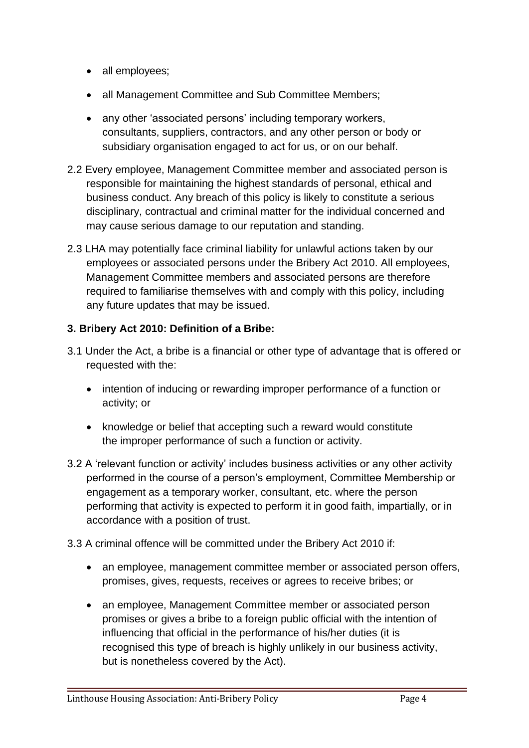- all employees;
- all Management Committee and Sub Committee Members;
- any other 'associated persons' including temporary workers, consultants, suppliers, contractors, and any other person or body or subsidiary organisation engaged to act for us, or on our behalf.

2.2 Every employee, Management Committee member and associated person is responsible for maintaining the highest standards of personal, ethical and business conduct. Any breach of this policy is likely to constitute a serious disciplinary, contractual and criminal matter for the individual concerned and may cause serious damage to our reputation and standing.

2.3 LHA may potentially face criminal liability for unlawful actions taken by our employees or associated persons under the Bribery Act 2010. All employees, Management Committee members and associated persons are therefore required to familiarise themselves with and comply with this policy, including any future updates that may be issued.

### 3. Bribery Act 2010: Definition of a Bribe:

3.1 Under the Act, a bribe is a financial or other type of advantage that is offered or requested with the:

- intention of inducing or rewarding improper performance of a function or activity; or
- knowledge or belief that accepting such a reward would constitute the improper performance of such a function or activity.

3.2 A 'relevant function or activity' includes business activities or any other activity performed in the course of a person's employment, Committee Membership or engagement as a temporary worker, consultant, etc. where the person performing that activity is expected to perform it in good faith, impartially, or in accordance with a position of trust.

3.3 A criminal offence will be committed under the Bribery Act 2010 if:

- an employee, management committee member or associated person offers, promises, gives, requests, receives or agrees to receive bribes; or
- an employee, Management Committee member or associated person promises or gives a bribe to a foreign public official with the intention of influencing that official in the performance of his/her duties (it is recognised this type of breach is highly unlikely in our business activity, but is nonetheless covered by the Act).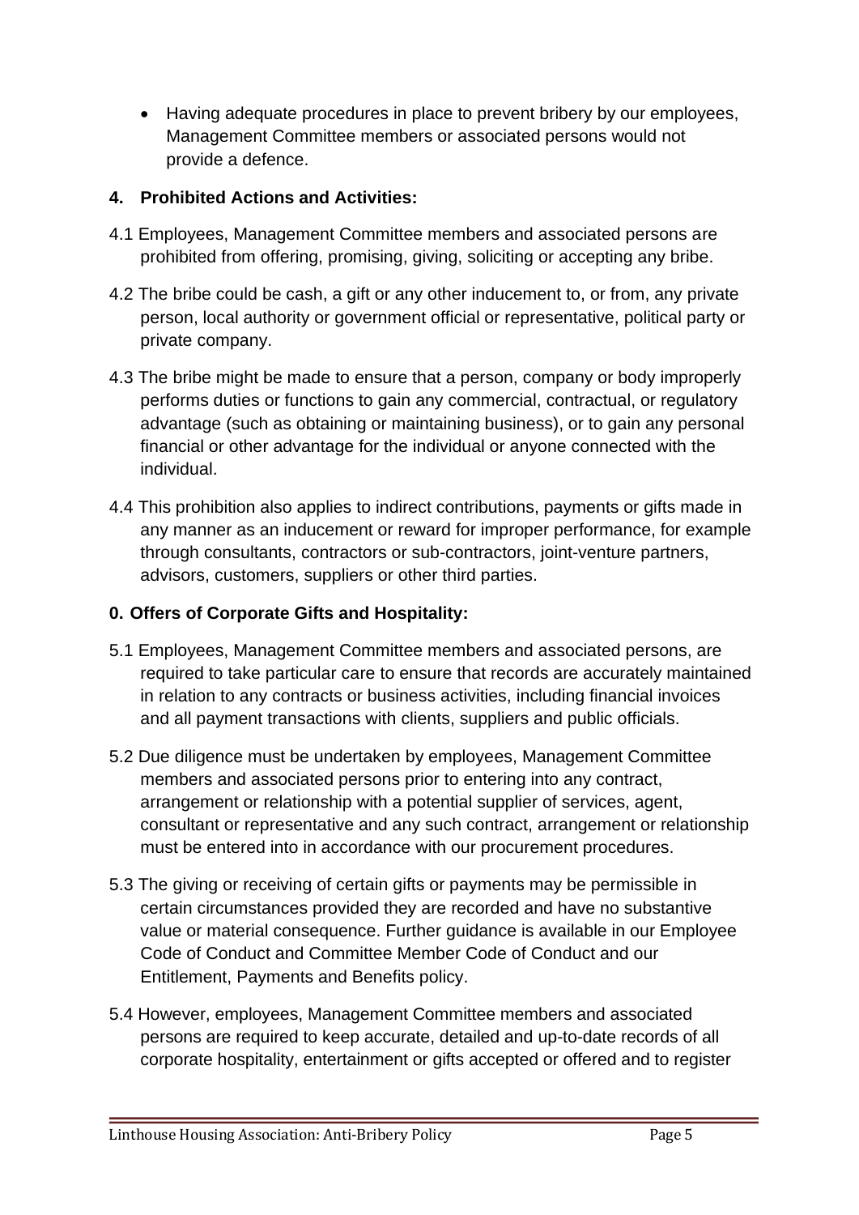- Having adequate procedures in place to prevent bribery by our employees, Management Committee members or associated persons would not provide a defence.

### 4. Prohibited Actions and Activities:

4.1 Employees, Management Committee members and associated persons are prohibited from offering, promising, giving, soliciting or accepting any bribe.

4.2 The bribe could be cash, a gift or any other inducement to, or from, any private person, local authority or government official or representative, political party or private company.

4.3 The bribe might be made to ensure that a person, company or body improperly performs duties or functions to gain any commercial, contractual, or regulatory advantage (such as obtaining or maintaining business), or to gain any personal financial or other advantage for the individual or anyone connected with the individual.

4.4 This prohibition also applies to indirect contributions, payments or gifts made in any manner as an inducement or reward for improper performance, for example through consultants, contractors or sub-contractors, joint-venture partners, advisors, customers, suppliers or other third parties.

### 0. Offers of Corporate Gifts and Hospitality:

5.1 Employees, Management Committee members and associated persons, are required to take particular care to ensure that records are accurately maintained in relation to any contracts or business activities, including financial invoices and all payment transactions with clients, suppliers and public officials.

5.2 Due diligence must be undertaken by employees, Management Committee members and associated persons prior to entering into any contract, arrangement or relationship with a potential supplier of services, agent, consultant or representative and any such contract, arrangement or relationship must be entered into in accordance with our procurement procedures.

5.3 The giving or receiving of certain gifts or payments may be permissible in certain circumstances provided they are recorded and have no substantive value or material consequence. Further guidance is available in our Employee Code of Conduct and Committee Member Code of Conduct and our Entitlement, Payments and Benefits policy.

5.4 However, employees, Management Committee members and associated persons are required to keep accurate, detailed and up-to-date records of all corporate hospitality, entertainment or gifts accepted or offered and to register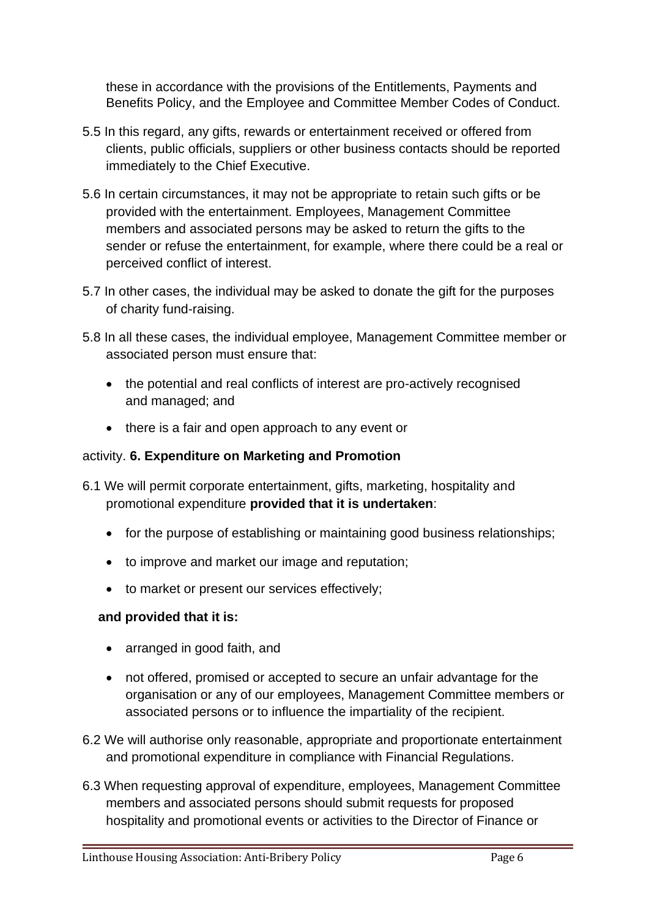these in accordance with the provisions of the Entitlements, Payments and Benefits Policy, and the Employee and Committee Member Codes of Conduct.

5.5 In this regard, any gifts, rewards or entertainment received or offered from clients, public officials, suppliers or other business contacts should be reported immediately to the Chief Executive.

5.6 In certain circumstances, it may not be appropriate to retain such gifts or be provided with the entertainment. Employees, Management Committee members and associated persons may be asked to return the gifts to the sender or refuse the entertainment, for example, where there could be a real or perceived conflict of interest.

5.7 In other cases, the individual may be asked to donate the gift for the purposes of charity fund-raising.

5.8 In all these cases, the individual employee, Management Committee member or associated person must ensure that:

- the potential and real conflicts of interest are pro-actively recognised and managed; and
- there is a fair and open approach to any event or

activity. **6. Expenditure on Marketing and Promotion**

6.1 We will permit corporate entertainment, gifts, marketing, hospitality and promotional expenditure **provided that it is undertaken**:

- for the purpose of establishing or maintaining good business relationships;
- to improve and market our image and reputation;
- to market or present our services effectively;

**and provided that it is:**

- arranged in good faith, and
- not offered, promised or accepted to secure an unfair advantage for the organisation or any of our employees, Management Committee members or associated persons or to influence the impartiality of the recipient.

6.2 We will authorise only reasonable, appropriate and proportionate entertainment and promotional expenditure in compliance with Financial Regulations.

6.3 When requesting approval of expenditure, employees, Management Committee members and associated persons should submit requests for proposed hospitality and promotional events or activities to the Director of Finance or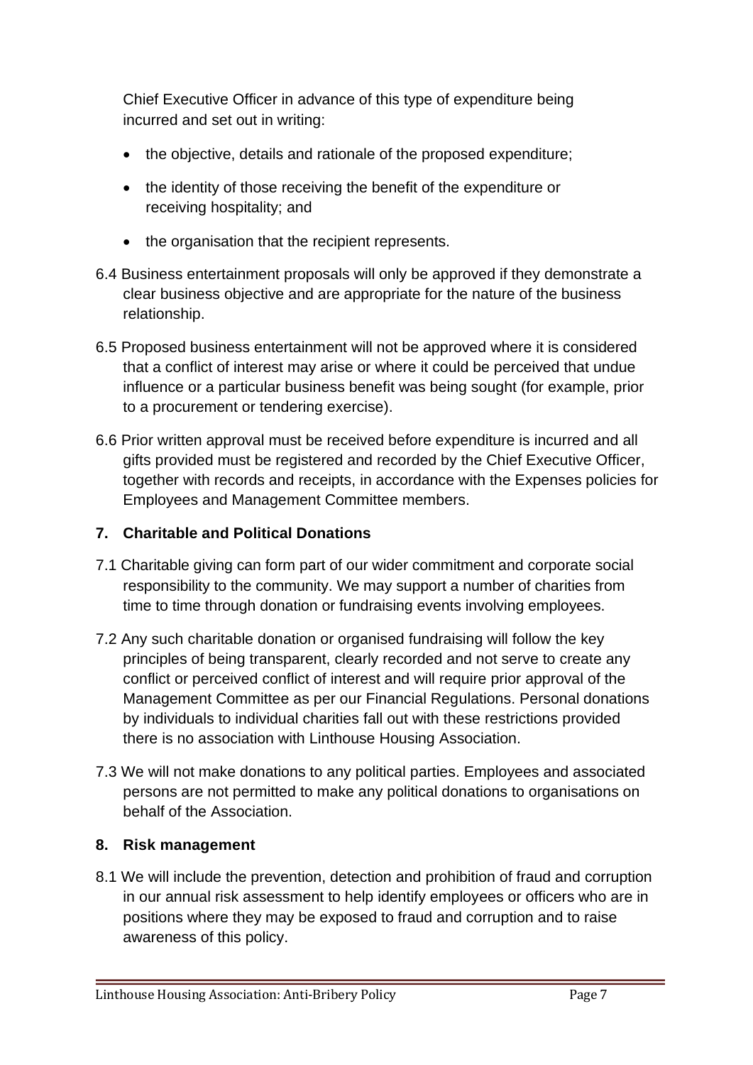Chief Executive Officer in advance of this type of expenditure being incurred and set out in writing:

- the objective, details and rationale of the proposed expenditure;
- the identity of those receiving the benefit of the expenditure or receiving hospitality; and
- the organisation that the recipient represents.

6.4 Business entertainment proposals will only be approved if they demonstrate a clear business objective and are appropriate for the nature of the business relationship.

6.5 Proposed business entertainment will not be approved where it is considered that a conflict of interest may arise or where it could be perceived that undue influence or a particular business benefit was being sought (for example, prior to a procurement or tendering exercise).

6.6 Prior written approval must be received before expenditure is incurred and all gifts provided must be registered and recorded by the Chief Executive Officer, together with records and receipts, in accordance with the Expenses policies for Employees and Management Committee members.

## 7. Charitable and Political Donations

7.1 Charitable giving can form part of our wider commitment and corporate social responsibility to the community. We may support a number of charities from time to time through donation or fundraising events involving employees.

7.2 Any such charitable donation or organised fundraising will follow the key principles of being transparent, clearly recorded and not serve to create any conflict or perceived conflict of interest and will require prior approval of the Management Committee as per our Financial Regulations. Personal donations by individuals to individual charities fall out with these restrictions provided there is no association with Linthouse Housing Association.

7.3 We will not make donations to any political parties. Employees and associated persons are not permitted to make any political donations to organisations on behalf of the Association.

## 8. Risk management

8.1 We will include the prevention, detection and prohibition of fraud and corruption in our annual risk assessment to help identify employees or officers who are in positions where they may be exposed to fraud and corruption and to raise awareness of this policy.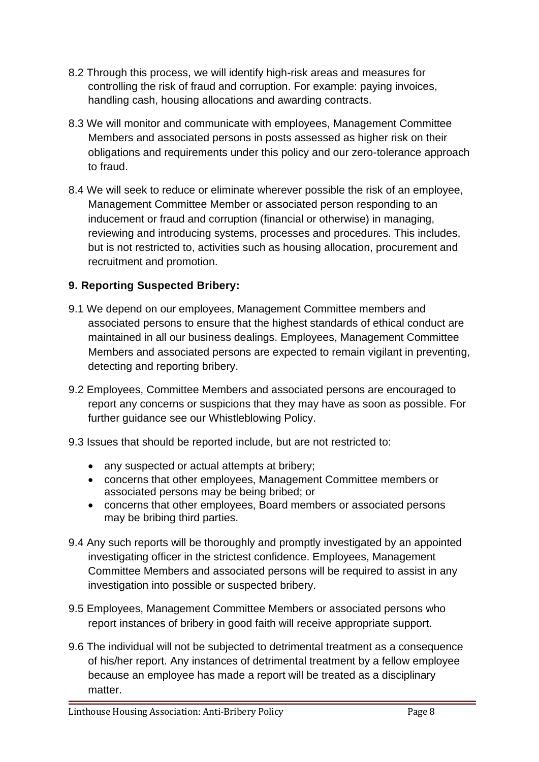8.2 Through this process, we will identify high-risk areas and measures for controlling the risk of fraud and corruption. For example: paying invoices, handling cash, housing allocations and awarding contracts.

8.3 We will monitor and communicate with employees, Management Committee Members and associated persons in posts assessed as higher risk on their obligations and requirements under this policy and our zero-tolerance approach to fraud.

8.4 We will seek to reduce or eliminate wherever possible the risk of an employee, Management Committee Member or associated person responding to an inducement or fraud and corruption (financial or otherwise) in managing, reviewing and introducing systems, processes and procedures. This includes, but is not restricted to, activities such as housing allocation, procurement and recruitment and promotion.

## 9. Reporting Suspected Bribery:

9.1 We depend on our employees, Management Committee members and associated persons to ensure that the highest standards of ethical conduct are maintained in all our business dealings. Employees, Management Committee Members and associated persons are expected to remain vigilant in preventing, detecting and reporting bribery.

9.2 Employees, Committee Members and associated persons are encouraged to report any concerns or suspicions that they may have as soon as possible. For further guidance see our Whistleblowing Policy.

9.3 Issues that should be reported include, but are not restricted to:

- any suspected or actual attempts at bribery;
- concerns that other employees, Management Committee members or associated persons may be being bribed; or
- concerns that other employees, Board members or associated persons may be bribing third parties.

9.4 Any such reports will be thoroughly and promptly investigated by an appointed investigating officer in the strictest confidence. Employees, Management Committee Members and associated persons will be required to assist in any investigation into possible or suspected bribery.

9.5 Employees, Management Committee Members or associated persons who report instances of bribery in good faith will receive appropriate support.

9.6 The individual will not be subjected to detrimental treatment as a consequence of his/her report. Any instances of detrimental treatment by a fellow employee because an employee has made a report will be treated as a disciplinary matter.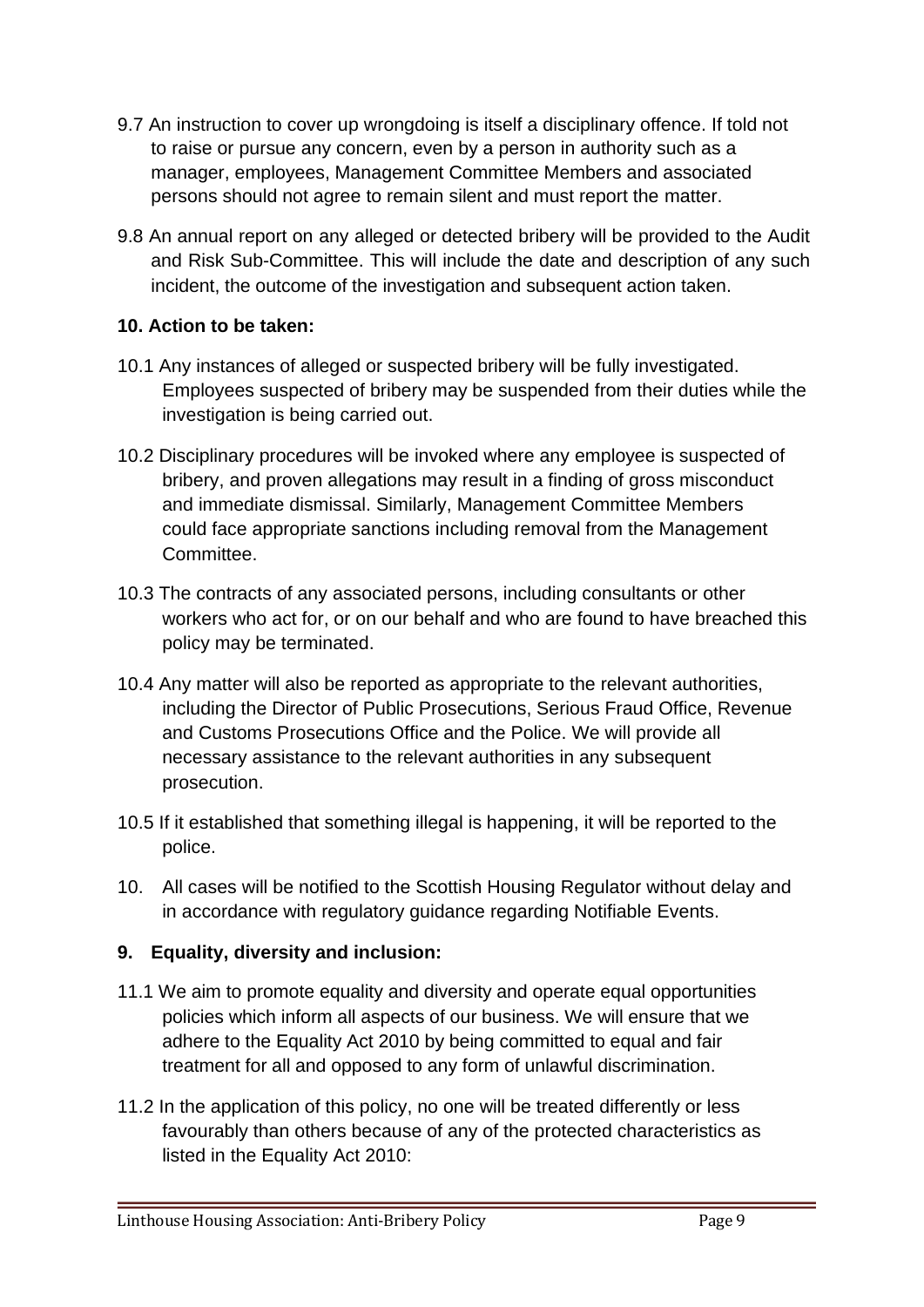9.7 An instruction to cover up wrongdoing is itself a disciplinary offence. If told not to raise or pursue any concern, even by a person in authority such as a manager, employees, Management Committee Members and associated persons should not agree to remain silent and must report the matter.

9.8 An annual report on any alleged or detected bribery will be provided to the Audit and Risk Sub-Committee. This will include the date and description of any such incident, the outcome of the investigation and subsequent action taken.

**10. Action to be taken:**

10.1 Any instances of alleged or suspected bribery will be fully investigated. Employees suspected of bribery may be suspended from their duties while the investigation is being carried out.

10.2 Disciplinary procedures will be invoked where any employee is suspected of bribery, and proven allegations may result in a finding of gross misconduct and immediate dismissal. Similarly, Management Committee Members could face appropriate sanctions including removal from the Management Committee.

10.3 The contracts of any associated persons, including consultants or other workers who act for, or on our behalf and who are found to have breached this policy may be terminated.

10.4 Any matter will also be reported as appropriate to the relevant authorities, including the Director of Public Prosecutions, Serious Fraud Office, Revenue and Customs Prosecutions Office and the Police. We will provide all necessary assistance to the relevant authorities in any subsequent prosecution.

10.5 If it established that something illegal is happening, it will be reported to the police.

10. All cases will be notified to the Scottish Housing Regulator without delay and in accordance with regulatory guidance regarding Notifiable Events.

**9. Equality, diversity and inclusion:**

11.1 We aim to promote equality and diversity and operate equal opportunities policies which inform all aspects of our business. We will ensure that we adhere to the Equality Act 2010 by being committed to equal and fair treatment for all and opposed to any form of unlawful discrimination.

11.2 In the application of this policy, no one will be treated differently or less favourably than others because of any of the protected characteristics as listed in the Equality Act 2010: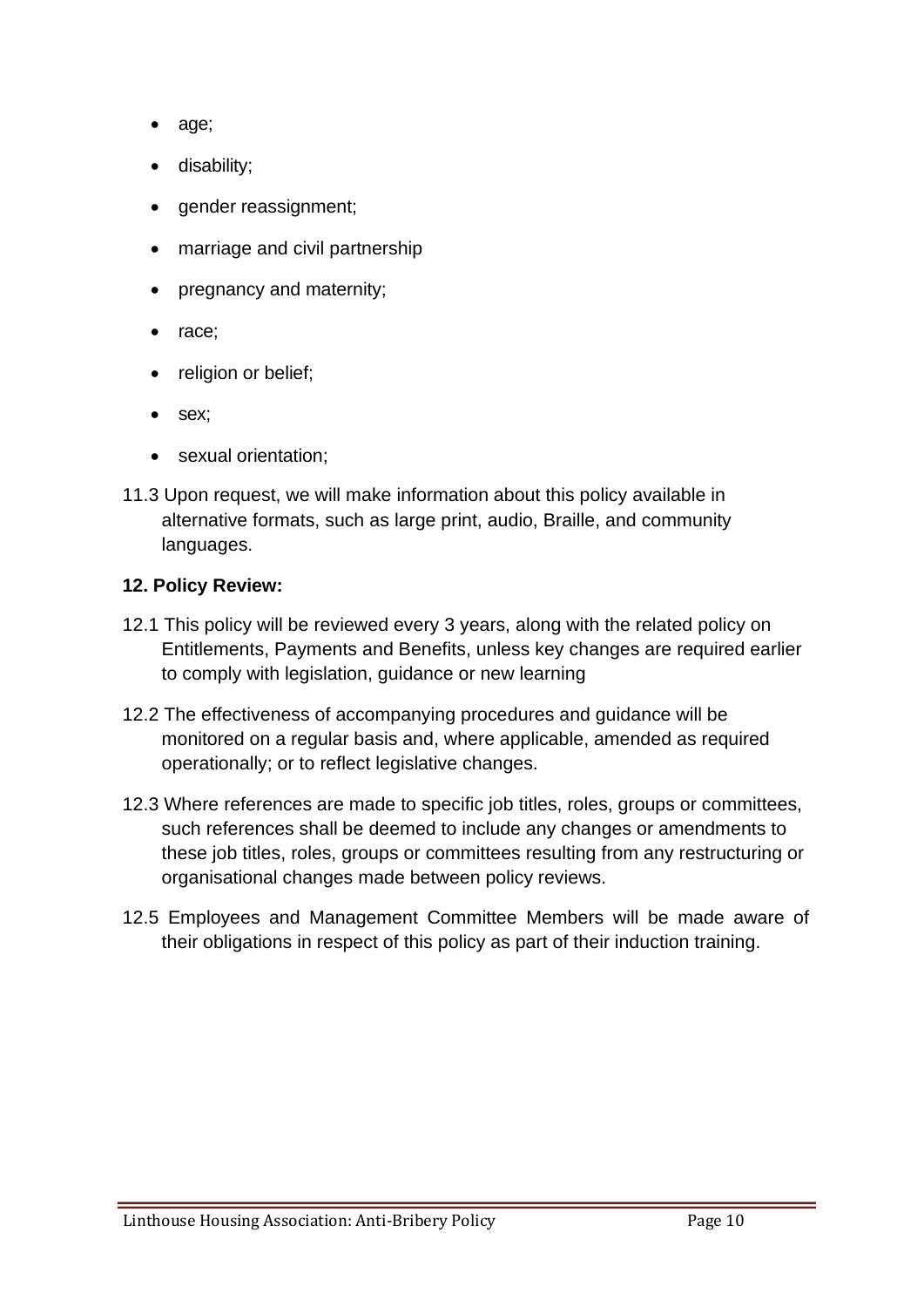- age;
- disability;
- gender reassignment;
- marriage and civil partnership
- pregnancy and maternity;
- race;
- religion or belief;
- sex;
- sexual orientation;

11.3 Upon request, we will make information about this policy available in alternative formats, such as large print, audio, Braille, and community languages.

**12. Policy Review:**

12.1 This policy will be reviewed every 3 years, along with the related policy on Entitlements, Payments and Benefits, unless key changes are required earlier to comply with legislation, guidance or new learning

12.2 The effectiveness of accompanying procedures and guidance will be monitored on a regular basis and, where applicable, amended as required operationally; or to reflect legislative changes.

12.3 Where references are made to specific job titles, roles, groups or committees, such references shall be deemed to include any changes or amendments to these job titles, roles, groups or committees resulting from any restructuring or organisational changes made between policy reviews.

12.5 Employees and Management Committee Members will be made aware of their obligations in respect of this policy as part of their induction training.